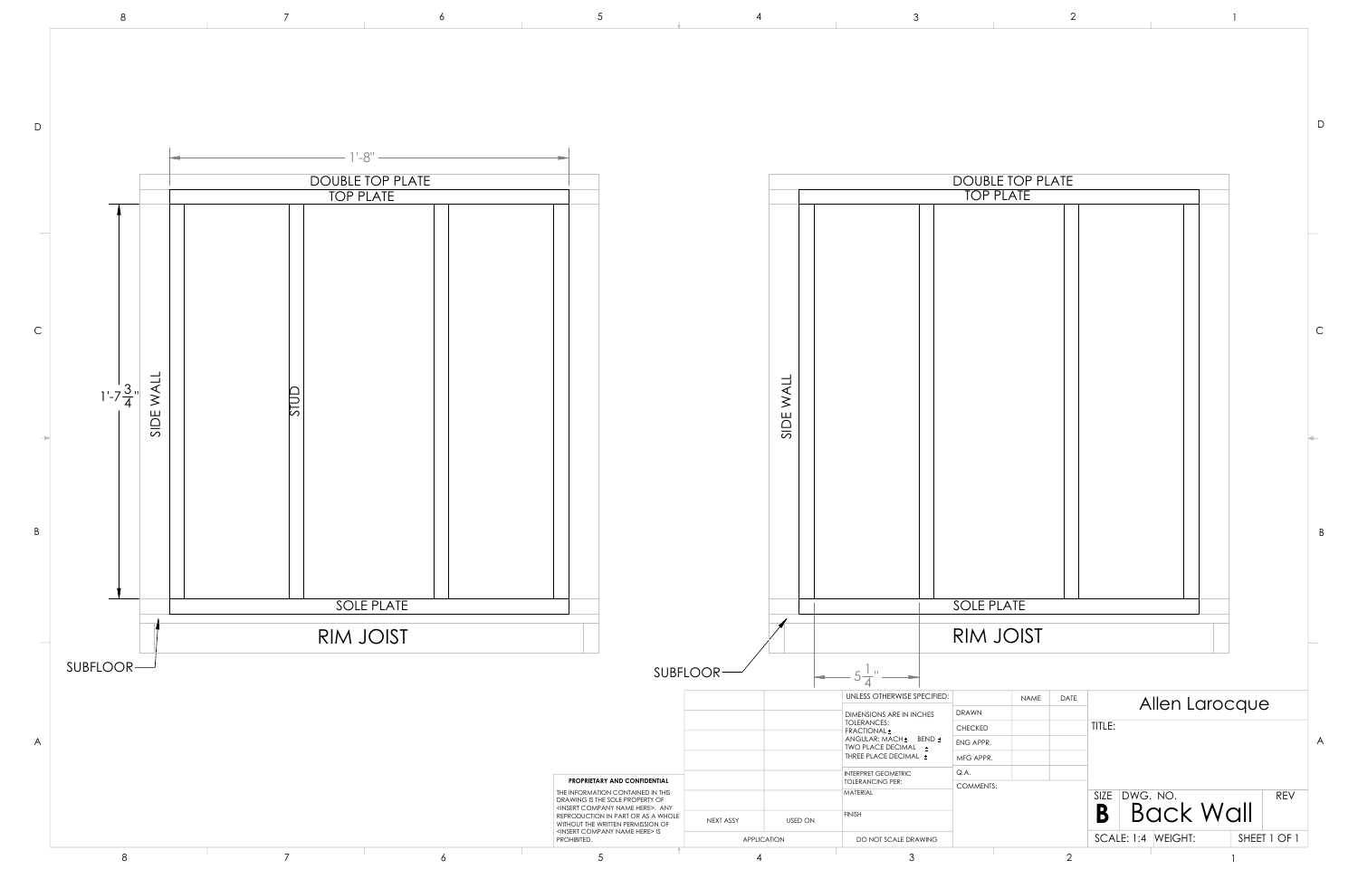DOUBLE TOP PLATE

TOP PLATE

SIDE WALL

STUD

SOLE PLATE

RIM JOIST

SUBFLOOR

1'-8"

1'-7$\frac{3}{4}$"

DOUBLE TOP PLATE

TOP PLATE

SIDE WALL

SOLE PLATE

RIM JOIST

SUBFLOOR

5$\frac{1}{4}$"

**PROPRIETARY AND CONFIDENTIAL**

THE INFORMATION CONTAINED IN THIS DRAWING IS THE SOLE PROPERTY OF <INSERT COMPANY NAME HERE>. ANY REPRODUCTION IN PART OR AS A WHOLE WITHOUT THE WRITTEN PERMISSION OF <INSERT COMPANY NAME HERE> IS PROHIBITED.

| | | | |
|---|---|---|---|
| NEXT ASSY | USED ON | | |
| APPLICATION | | | |

UNLESS OTHERWISE SPECIFIED:

DIMENSIONS ARE IN INCHES
TOLERANCES:
FRACTIONAL ±
ANGULAR: MACH ± BEND ±
TWO PLACE DECIMAL ±
THREE PLACE DECIMAL ±

INTERPRET GEOMETRIC TOLERANCING PER:

MATERIAL

FINISH

DO NOT SCALE DRAWING

| | NAME | DATE |
|---|---|---|
| DRAWN | | |
| CHECKED | | |
| ENG APPR. | | |
| MFG APPR. | | |
| Q.A. | | |
| COMMENTS: | | |

Allen Larocque

TITLE:

| SIZE | DWG. NO. | REV |
|---|---|---|
| **B** | Back Wall | |

SCALE: 1:4 WEIGHT: SHEET 1 OF 1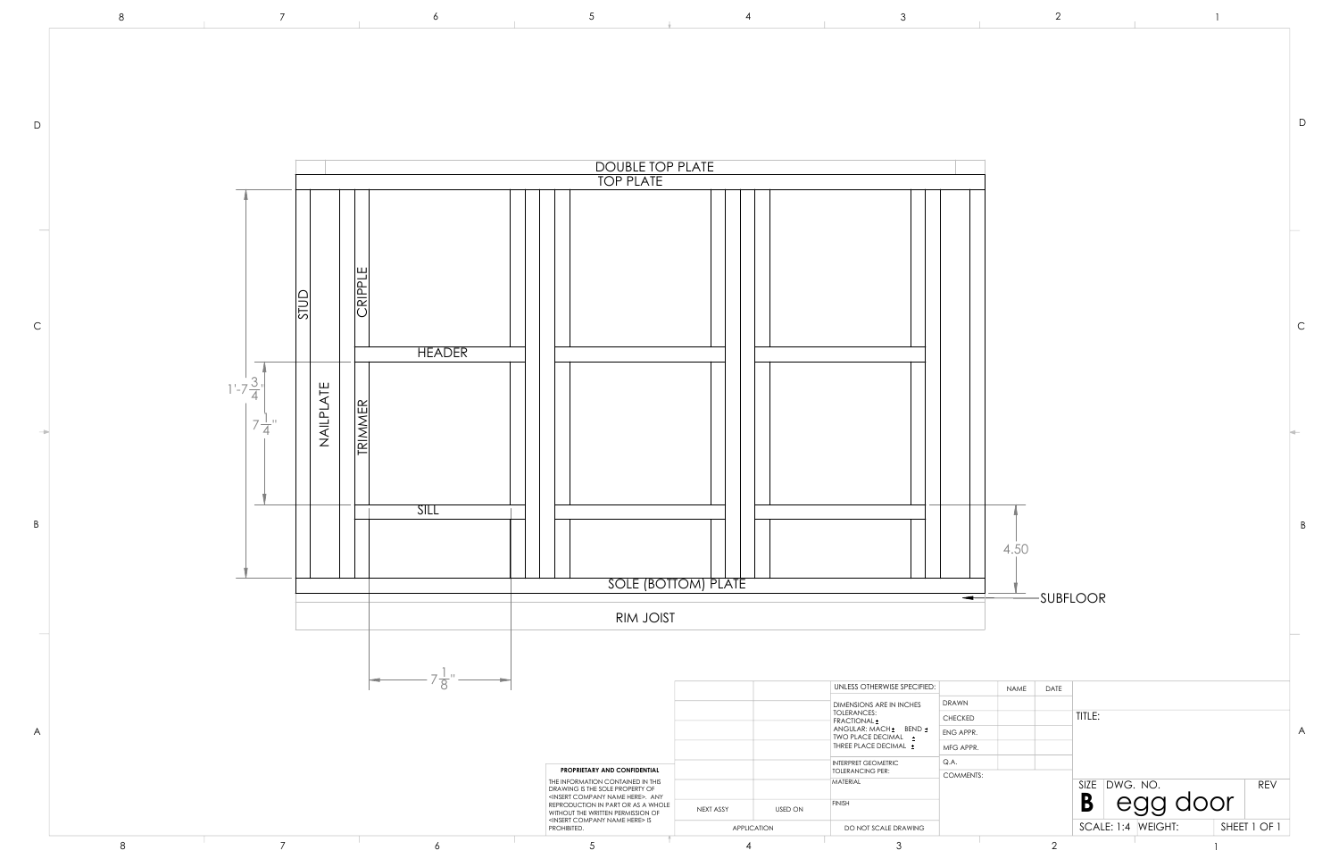DOUBLE TOP PLATE

TOP PLATE

STUD

CRIPPLE

HEADER

NAILPLATE

TRIMMER

SILL

SOLE (BOTTOM) PLATE

RIM JOIST

SUBFLOOR

1'-7 3/4"

7 1/4"

4.50

7 1/8"

| | | UNLESS OTHERWISE SPECIFIED: | | NAME | DATE | |
|---|---|---|---|---|---|---|
| | | DIMENSIONS ARE IN INCHES TOLERANCES: FRACTIONAL ± ANGULAR: MACH ± BEND ± TWO PLACE DECIMAL ± THREE PLACE DECIMAL ± | DRAWN | | | TITLE: |
| | | | CHECKED | | | |
| | | | ENG APPR. | | | |
| | | | MFG APPR. | | | |
| | | INTERPRET GEOMETRIC TOLERANCING PER: | Q.A. | | | |
| | | MATERIAL | COMMENTS: | | | SIZE B DWG. NO. egg door REV |
| NEXT ASSY | USED ON | FINISH | | | | |
| APPLICATION | | DO NOT SCALE DRAWING | | | | SCALE: 1:4 WEIGHT: SHEET 1 OF 1 |

**PROPRIETARY AND CONFIDENTIAL**

THE INFORMATION CONTAINED IN THIS DRAWING IS THE SOLE PROPERTY OF <INSERT COMPANY NAME HERE>. ANY REPRODUCTION IN PART OR AS A WHOLE WITHOUT THE WRITTEN PERMISSION OF <INSERT COMPANY NAME HERE> IS PROHIBITED.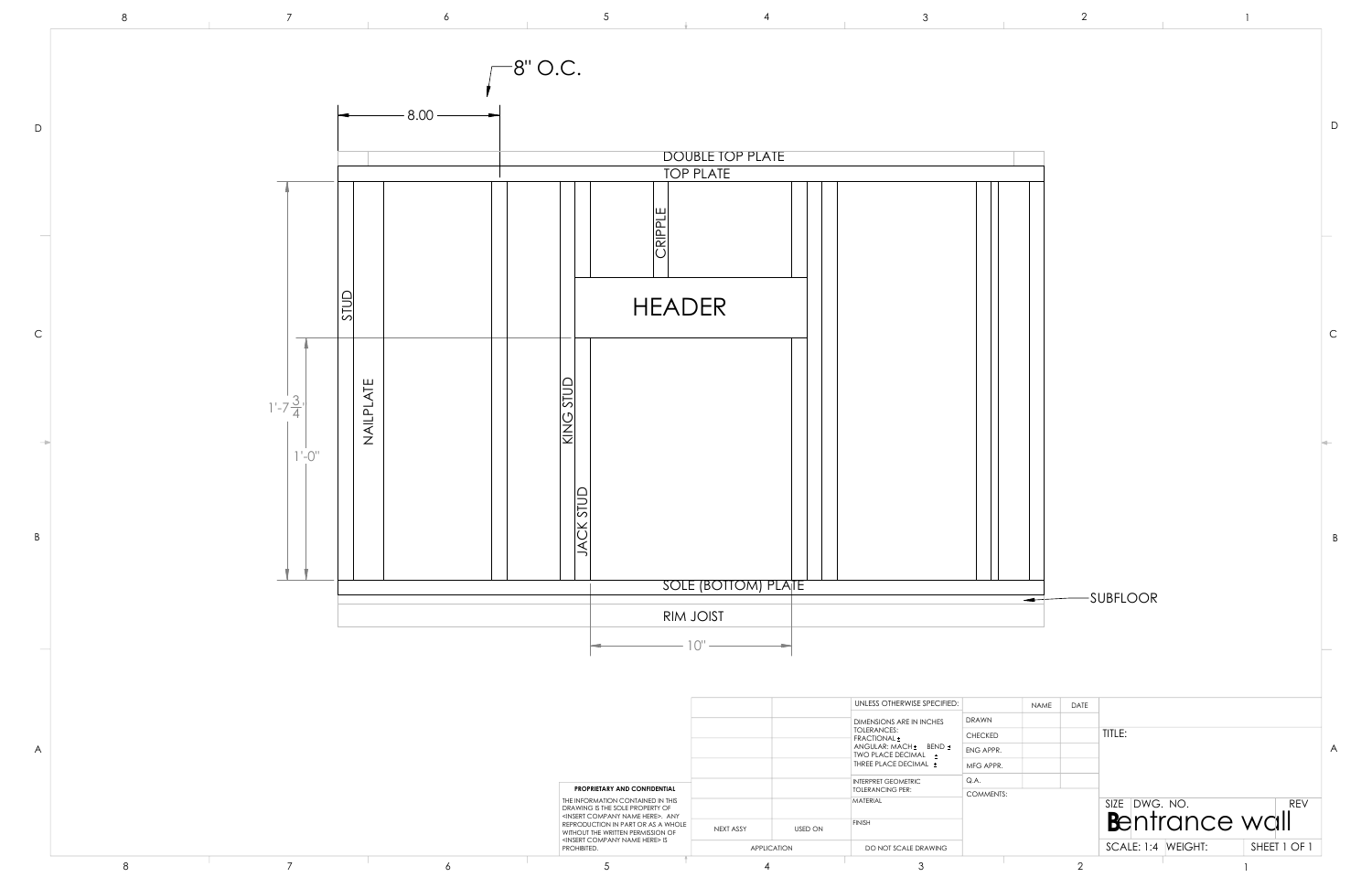8" O.C.

8.00

DOUBLE TOP PLATE

TOP PLATE

CRIPPLE

HEADER

STUD

NAILPLATE

KING STUD

JACK STUD

1'-7 $\frac{3}{4}$

1'-0"

SOLE (BOTTOM) PLATE

SUBFLOOR

RIM JOIST

10"

| | | UNLESS OTHERWISE SPECIFIED: | | NAME | DATE |
|---|---|---|---|---|---|
| | | DIMENSIONS ARE IN INCHES TOLERANCES: FRACTIONAL ± ANGULAR: MACH ± BEND ± TWO PLACE DECIMAL ± THREE PLACE DECIMAL ± | DRAWN | | |
| | | | CHECKED | | |
| | | | ENG APPR. | | |
| | | | MFG APPR. | | |
| | | INTERPRET GEOMETRIC TOLERANCING PER: | Q.A. | | |
| | | MATERIAL | COMMENTS: | | |
| NEXT ASSY | USED ON | FINISH | | | |
| APPLICATION | | DO NOT SCALE DRAWING | | | |

**PROPRIETARY AND CONFIDENTIAL**

THE INFORMATION CONTAINED IN THIS DRAWING IS THE SOLE PROPERTY OF <INSERT COMPANY NAME HERE>. ANY REPRODUCTION IN PART OR AS A WHOLE WITHOUT THE WRITTEN PERMISSION OF <INSERT COMPANY NAME HERE> IS PROHIBITED.

TITLE:

SIZE B DWG. NO. entrance wall REV

SCALE: 1:4 WEIGHT: SHEET 1 OF 1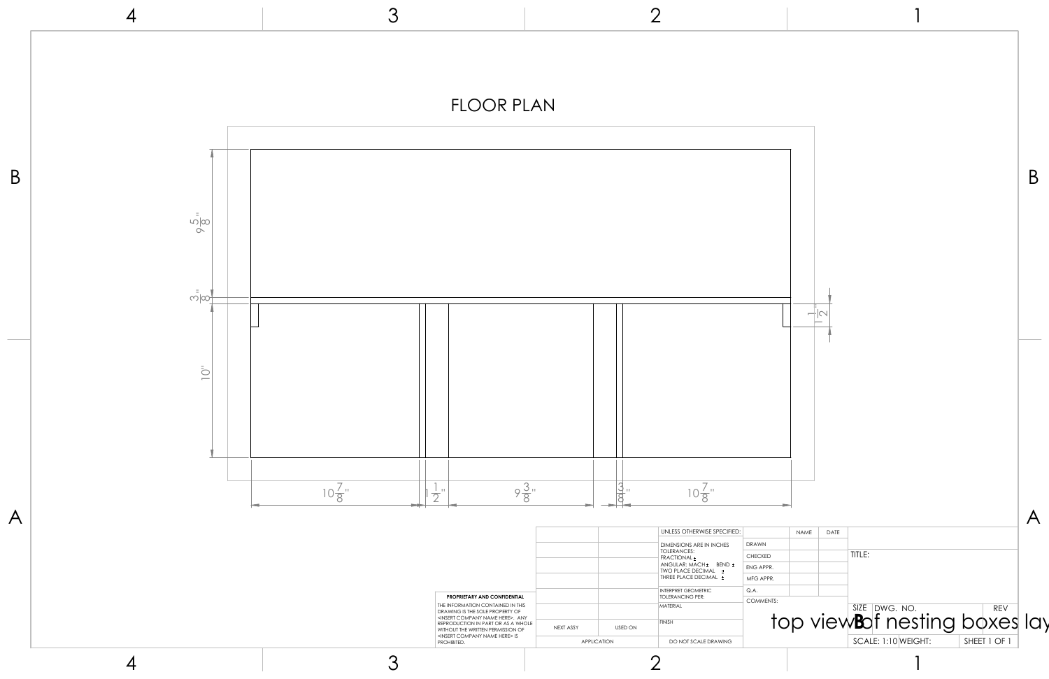# FLOOR PLAN

$9\frac{5}{8}$"

$\frac{3}{8}$"

$1\frac{1}{2}$"

10"

$10\frac{7}{8}$" | $1\frac{1}{2}$" | $9\frac{3}{8}$" | $\frac{3}{8}$" | $10\frac{7}{8}$"

PROPRIETARY AND CONFIDENTIAL

THE INFORMATION CONTAINED IN THIS DRAWING IS THE SOLE PROPERTY OF <INSERT COMPANY NAME HERE>. ANY REPRODUCTION IN PART OR AS A WHOLE WITHOUT THE WRITTEN PERMISSION OF <INSERT COMPANY NAME HERE> IS PROHIBITED.

| | | UNLESS OTHERWISE SPECIFIED: | | NAME | DATE |
|---|---|---|---|---|---|
| | | DIMENSIONS ARE IN INCHES TOLERANCES: FRACTIONAL ± ANGULAR: MACH ± BEND ± TWO PLACE DECIMAL ± THREE PLACE DECIMAL ± | DRAWN | | |
| | | | CHECKED | | |
| | | | ENG APPR. | | |
| | | | MFG APPR. | | |
| | | INTERPRET GEOMETRIC TOLERANCING PER: | Q.A. | | |
| | | MATERIAL | COMMENTS: | | |
| NEXT ASSY | USED ON | FINISH | | | |
| APPLICATION | | DO NOT SCALE DRAWING | | | |

TITLE:

SIZE B | DWG. NO. top view of nesting boxes lay | REV

SCALE: 1:10 | WEIGHT: | SHEET 1 OF 1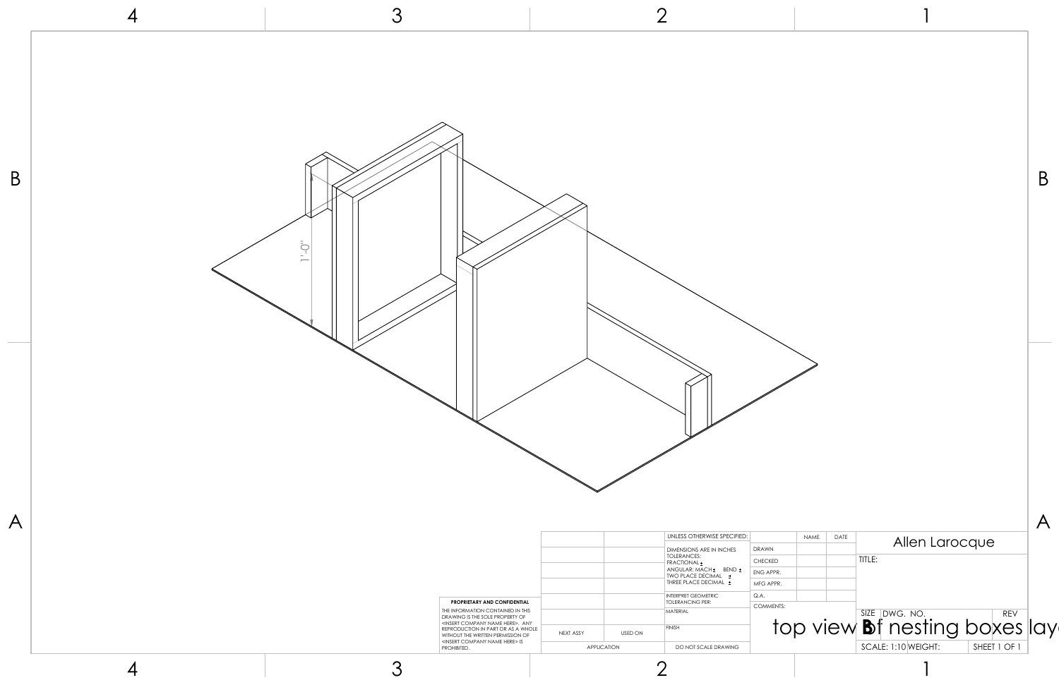1'-0"

Allen Larocque

TITLE:

top view of nesting boxes lay

| | | | | |
|---|---|---|---|---|
| UNLESS OTHERWISE SPECIFIED: | | NAME | DATE | |
| DIMENSIONS ARE IN INCHES TOLERANCES: FRACTIONAL ± ANGULAR: MACH ± BEND ± TWO PLACE DECIMAL ± THREE PLACE DECIMAL ± | DRAWN | | | |
| | CHECKED | | | |
| | ENG APPR. | | | |
| | MFG APPR. | | | |
| INTERPRET GEOMETRIC TOLERANCING PER: | Q.A. | | | |
| MATERIAL | COMMENTS: | | | |
| FINISH | | | | |
| DO NOT SCALE DRAWING | | | | |

| | |
|---|---|
| NEXT ASSY | USED ON |
| APPLICATION | |

**PROPRIETARY AND CONFIDENTIAL**

THE INFORMATION CONTAINED IN THIS DRAWING IS THE SOLE PROPERTY OF <INSERT COMPANY NAME HERE>. ANY REPRODUCTION IN PART OR AS A WHOLE WITHOUT THE WRITTEN PERMISSION OF <INSERT COMPANY NAME HERE> IS PROHIBITED.

| SIZE | DWG. NO. | REV |
|---|---|---|
| B | | |
| SCALE: 1:10 | WEIGHT: | SHEET 1 OF 1 |